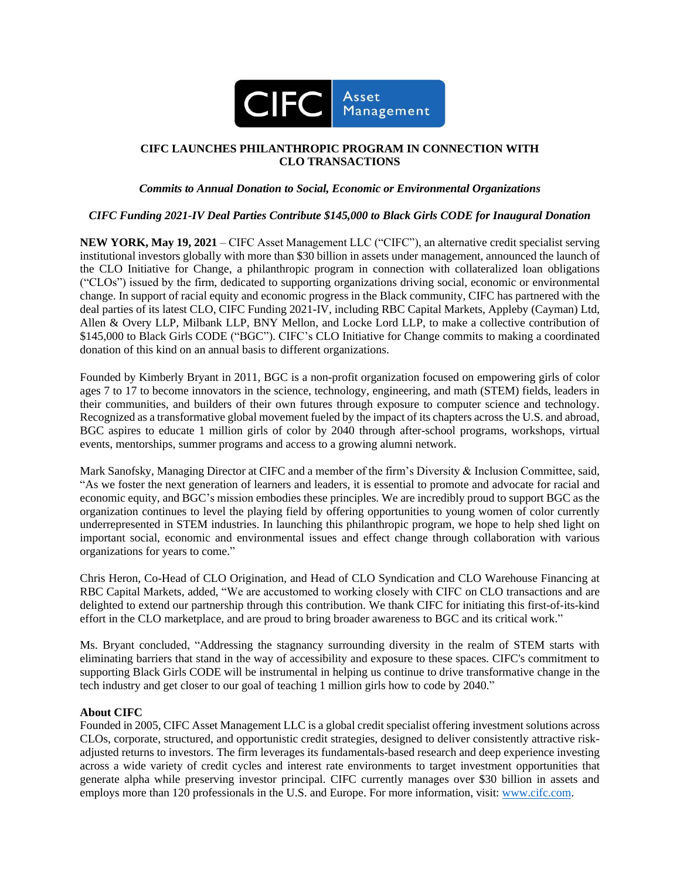# CIFC LAUNCHES PHILANTHROPIC PROGRAM IN CONNECTION WITH CLO TRANSACTIONS

***Commits to Annual Donation to Social, Economic or Environmental Organizations***

***CIFC Funding 2021-IV Deal Parties Contribute $145,000 to Black Girls CODE for Inaugural Donation***

**NEW YORK, May 19, 2021** – CIFC Asset Management LLC ("CIFC"), an alternative credit specialist serving institutional investors globally with more than $30 billion in assets under management, announced the launch of the CLO Initiative for Change, a philanthropic program in connection with collateralized loan obligations ("CLOs") issued by the firm, dedicated to supporting organizations driving social, economic or environmental change. In support of racial equity and economic progress in the Black community, CIFC has partnered with the deal parties of its latest CLO, CIFC Funding 2021-IV, including RBC Capital Markets, Appleby (Cayman) Ltd, Allen & Overy LLP, Milbank LLP, BNY Mellon, and Locke Lord LLP, to make a collective contribution of $145,000 to Black Girls CODE ("BGC"). CIFC's CLO Initiative for Change commits to making a coordinated donation of this kind on an annual basis to different organizations.

Founded by Kimberly Bryant in 2011, BGC is a non-profit organization focused on empowering girls of color ages 7 to 17 to become innovators in the science, technology, engineering, and math (STEM) fields, leaders in their communities, and builders of their own futures through exposure to computer science and technology. Recognized as a transformative global movement fueled by the impact of its chapters across the U.S. and abroad, BGC aspires to educate 1 million girls of color by 2040 through after-school programs, workshops, virtual events, mentorships, summer programs and access to a growing alumni network.

Mark Sanofsky, Managing Director at CIFC and a member of the firm's Diversity & Inclusion Committee, said, "As we foster the next generation of learners and leaders, it is essential to promote and advocate for racial and economic equity, and BGC's mission embodies these principles. We are incredibly proud to support BGC as the organization continues to level the playing field by offering opportunities to young women of color currently underrepresented in STEM industries. In launching this philanthropic program, we hope to help shed light on important social, economic and environmental issues and effect change through collaboration with various organizations for years to come."

Chris Heron, Co-Head of CLO Origination, and Head of CLO Syndication and CLO Warehouse Financing at RBC Capital Markets, added, "We are accustomed to working closely with CIFC on CLO transactions and are delighted to extend our partnership through this contribution. We thank CIFC for initiating this first-of-its-kind effort in the CLO marketplace, and are proud to bring broader awareness to BGC and its critical work."

Ms. Bryant concluded, "Addressing the stagnancy surrounding diversity in the realm of STEM starts with eliminating barriers that stand in the way of accessibility and exposure to these spaces. CIFC's commitment to supporting Black Girls CODE will be instrumental in helping us continue to drive transformative change in the tech industry and get closer to our goal of teaching 1 million girls how to code by 2040."

**About CIFC**

Founded in 2005, CIFC Asset Management LLC is a global credit specialist offering investment solutions across CLOs, corporate, structured, and opportunistic credit strategies, designed to deliver consistently attractive risk-adjusted returns to investors. The firm leverages its fundamentals-based research and deep experience investing across a wide variety of credit cycles and interest rate environments to target investment opportunities that generate alpha while preserving investor principal. CIFC currently manages over $30 billion in assets and employs more than 120 professionals in the U.S. and Europe. For more information, visit: [www.cifc.com](http://www.cifc.com).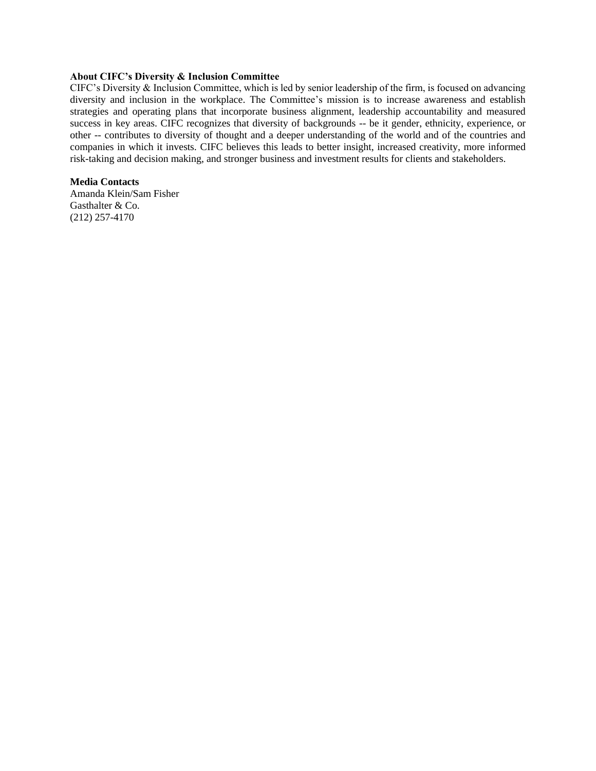**About CIFC's Diversity & Inclusion Committee**

CIFC's Diversity & Inclusion Committee, which is led by senior leadership of the firm, is focused on advancing diversity and inclusion in the workplace. The Committee's mission is to increase awareness and establish strategies and operating plans that incorporate business alignment, leadership accountability and measured success in key areas. CIFC recognizes that diversity of backgrounds -- be it gender, ethnicity, experience, or other -- contributes to diversity of thought and a deeper understanding of the world and of the countries and companies in which it invests. CIFC believes this leads to better insight, increased creativity, more informed risk-taking and decision making, and stronger business and investment results for clients and stakeholders.

**Media Contacts**

Amanda Klein/Sam Fisher
Gasthalter & Co.
(212) 257-4170